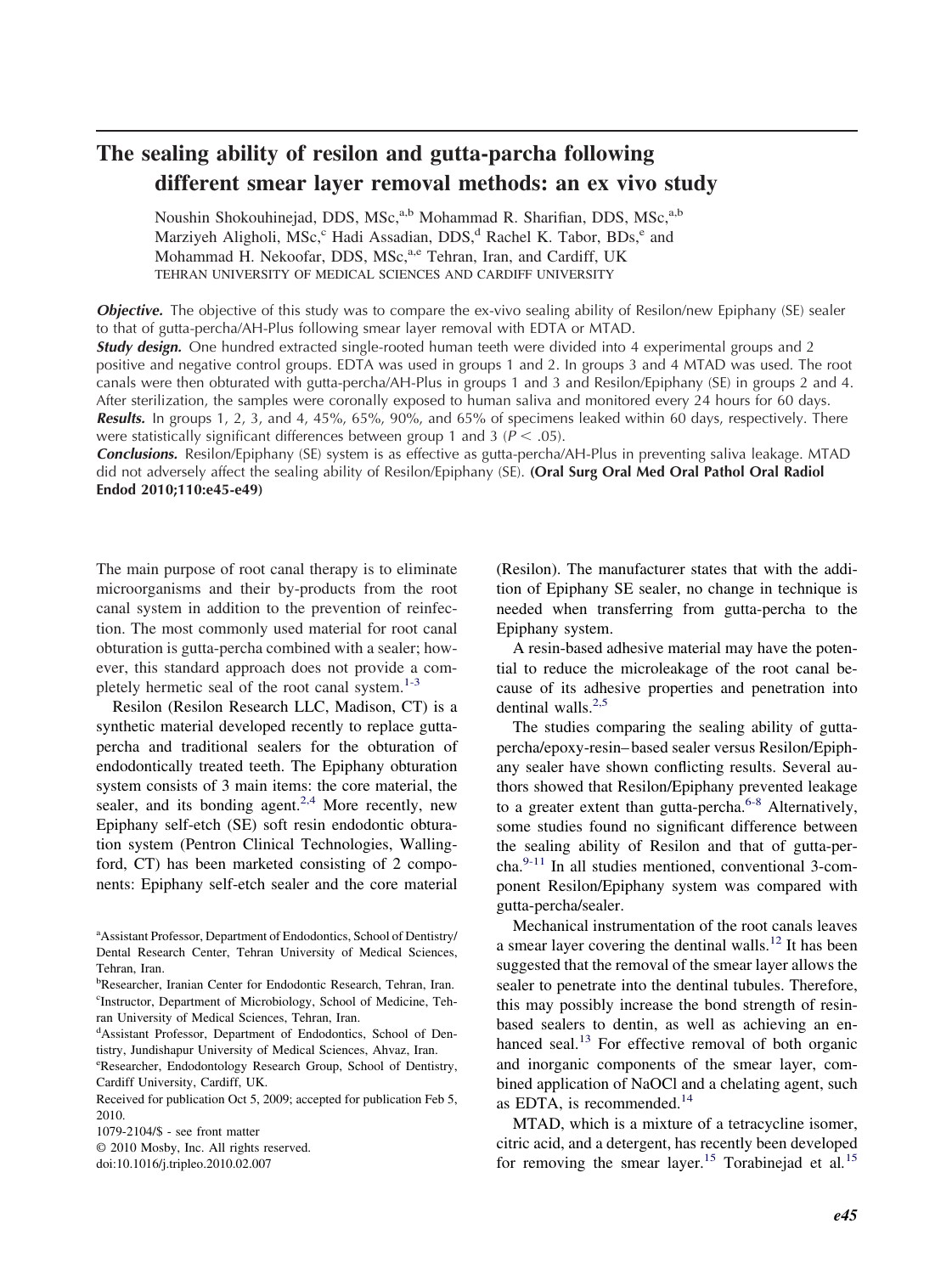# The sealing ability of resilon and gutta-parcha following different smear layer removal methods: an ex vivo study

Noushin Shokouhinejad, DDS, MSc,[a,b] Mohammad R. Sharifian, DDS, MSc,[a,b] Marziyeh Aligholi, MSc,[c] Hadi Assadian, DDS,[d] Rachel K. Tabor, BDs,[e] and Mohammad H. Nekoofar, DDS, MSc,[a,e] Tehran, Iran, and Cardiff, UK

TEHRAN UNIVERSITY OF MEDICAL SCIENCES AND CARDIFF UNIVERSITY

***Objective.*** The objective of this study was to compare the ex-vivo sealing ability of Resilon/new Epiphany (SE) sealer to that of gutta-percha/AH-Plus following smear layer removal with EDTA or MTAD.

***Study design.*** One hundred extracted single-rooted human teeth were divided into 4 experimental groups and 2 positive and negative control groups. EDTA was used in groups 1 and 2. In groups 3 and 4 MTAD was used. The root canals were then obturated with gutta-percha/AH-Plus in groups 1 and 3 and Resilon/Epiphany (SE) in groups 2 and 4. After sterilization, the samples were coronally exposed to human saliva and monitored every 24 hours for 60 days.

***Results.*** In groups 1, 2, 3, and 4, 45%, 65%, 90%, and 65% of specimens leaked within 60 days, respectively. There were statistically significant differences between group 1 and 3 ($P < .05$).

***Conclusions.*** Resilon/Epiphany (SE) system is as effective as gutta-percha/AH-Plus in preventing saliva leakage. MTAD did not adversely affect the sealing ability of Resilon/Epiphany (SE). **(Oral Surg Oral Med Oral Pathol Oral Radiol Endod 2010;110:e45-e49)**

The main purpose of root canal therapy is to eliminate microorganisms and their by-products from the root canal system in addition to the prevention of reinfection. The most commonly used material for root canal obturation is gutta-percha combined with a sealer; however, this standard approach does not provide a completely hermetic seal of the root canal system.[1-3]

Resilon (Resilon Research LLC, Madison, CT) is a synthetic material developed recently to replace gutta-percha and traditional sealers for the obturation of endodontically treated teeth. The Epiphany obturation system consists of 3 main items: the core material, the sealer, and its bonding agent.[2,4] More recently, new Epiphany self-etch (SE) soft resin endodontic obturation system (Pentron Clinical Technologies, Wallingford, CT) has been marketed consisting of 2 components: Epiphany self-etch sealer and the core material (Resilon). The manufacturer states that with the addition of Epiphany SE sealer, no change in technique is needed when transferring from gutta-percha to the Epiphany system.

A resin-based adhesive material may have the potential to reduce the microleakage of the root canal because of its adhesive properties and penetration into dentinal walls.[2,5]

The studies comparing the sealing ability of gutta-percha/epoxy-resin–based sealer versus Resilon/Epiphany sealer have shown conflicting results. Several authors showed that Resilon/Epiphany prevented leakage to a greater extent than gutta-percha.[6-8] Alternatively, some studies found no significant difference between the sealing ability of Resilon and that of gutta-percha.[9-11] In all studies mentioned, conventional 3-component Resilon/Epiphany system was compared with gutta-percha/sealer.

Mechanical instrumentation of the root canals leaves a smear layer covering the dentinal walls.[12] It has been suggested that the removal of the smear layer allows the sealer to penetrate into the dentinal tubules. Therefore, this may possibly increase the bond strength of resin-based sealers to dentin, as well as achieving an enhanced seal.[13] For effective removal of both organic and inorganic components of the smear layer, combined application of NaOCl and a chelating agent, such as EDTA, is recommended.[14]

MTAD, which is a mixture of a tetracycline isomer, citric acid, and a detergent, has recently been developed for removing the smear layer.[15] Torabinejad et al.[15]

[a]Assistant Professor, Department of Endodontics, School of Dentistry/Dental Research Center, Tehran University of Medical Sciences, Tehran, Iran.
[b]Researcher, Iranian Center for Endodontic Research, Tehran, Iran.
[c]Instructor, Department of Microbiology, School of Medicine, Tehran University of Medical Sciences, Tehran, Iran.
[d]Assistant Professor, Department of Endodontics, School of Dentistry, Jundishapur University of Medical Sciences, Ahvaz, Iran.
[e]Researcher, Endodontology Research Group, School of Dentistry, Cardiff University, Cardiff, UK.
Received for publication Oct 5, 2009; accepted for publication Feb 5, 2010.
1079-2104/$ - see front matter
© 2010 Mosby, Inc. All rights reserved.
doi:10.1016/j.tripleo.2010.02.007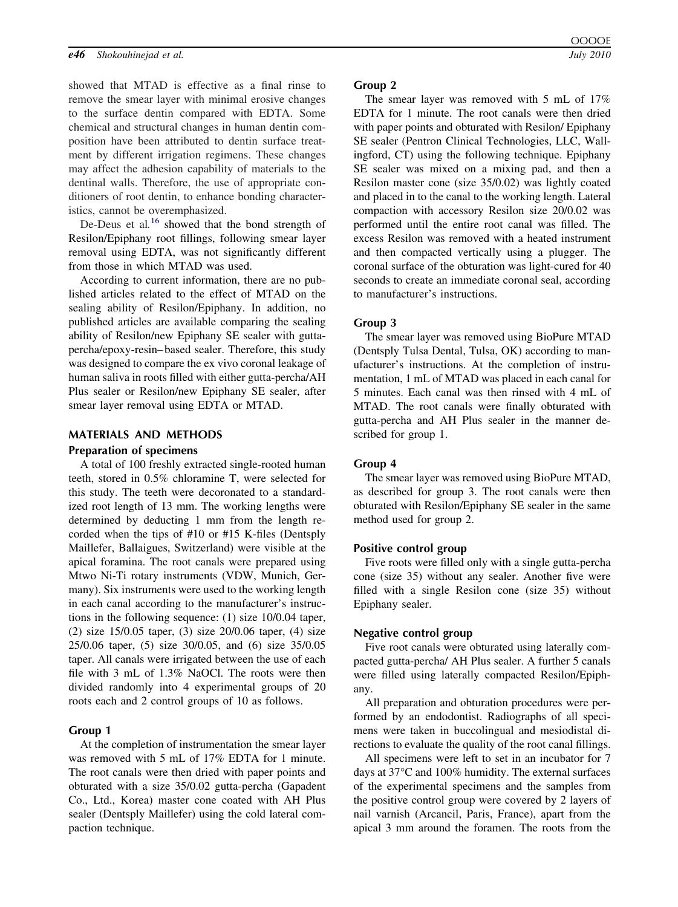showed that MTAD is effective as a final rinse to remove the smear layer with minimal erosive changes to the surface dentin compared with EDTA. Some chemical and structural changes in human dentin composition have been attributed to dentin surface treatment by different irrigation regimens. These changes may affect the adhesion capability of materials to the dentinal walls. Therefore, the use of appropriate conditioners of root dentin, to enhance bonding characteristics, cannot be overemphasized.

De-Deus et al.[16] showed that the bond strength of Resilon/Epiphany root fillings, following smear layer removal using EDTA, was not significantly different from those in which MTAD was used.

According to current information, there are no published articles related to the effect of MTAD on the sealing ability of Resilon/Epiphany. In addition, no published articles are available comparing the sealing ability of Resilon/new Epiphany SE sealer with gutta-percha/epoxy-resin–based sealer. Therefore, this study was designed to compare the ex vivo coronal leakage of human saliva in roots filled with either gutta-percha/AH Plus sealer or Resilon/new Epiphany SE sealer, after smear layer removal using EDTA or MTAD.

## MATERIALS AND METHODS

### Preparation of specimens

A total of 100 freshly extracted single-rooted human teeth, stored in 0.5% chloramine T, were selected for this study. The teeth were decoronated to a standardized root length of 13 mm. The working lengths were determined by deducting 1 mm from the length recorded when the tips of #10 or #15 K-files (Dentsply Maillefer, Ballaigues, Switzerland) were visible at the apical foramina. The root canals were prepared using Mtwo Ni-Ti rotary instruments (VDW, Munich, Germany). Six instruments were used to the working length in each canal according to the manufacturer's instructions in the following sequence: (1) size 10/0.04 taper, (2) size 15/0.05 taper, (3) size 20/0.06 taper, (4) size 25/0.06 taper, (5) size 30/0.05, and (6) size 35/0.05 taper. All canals were irrigated between the use of each file with 3 mL of 1.3% NaOCl. The roots were then divided randomly into 4 experimental groups of 20 roots each and 2 control groups of 10 as follows.

### Group 1

At the completion of instrumentation the smear layer was removed with 5 mL of 17% EDTA for 1 minute. The root canals were then dried with paper points and obturated with a size 35/0.02 gutta-percha (Gapadent Co., Ltd., Korea) master cone coated with AH Plus sealer (Dentsply Maillefer) using the cold lateral compaction technique.

### Group 2

The smear layer was removed with 5 mL of 17% EDTA for 1 minute. The root canals were then dried with paper points and obturated with Resilon/ Epiphany SE sealer (Pentron Clinical Technologies, LLC, Wallingford, CT) using the following technique. Epiphany SE sealer was mixed on a mixing pad, and then a Resilon master cone (size 35/0.02) was lightly coated and placed in to the canal to the working length. Lateral compaction with accessory Resilon size 20/0.02 was performed until the entire root canal was filled. The excess Resilon was removed with a heated instrument and then compacted vertically using a plugger. The coronal surface of the obturation was light-cured for 40 seconds to create an immediate coronal seal, according to manufacturer's instructions.

### Group 3

The smear layer was removed using BioPure MTAD (Dentsply Tulsa Dental, Tulsa, OK) according to manufacturer's instructions. At the completion of instrumentation, 1 mL of MTAD was placed in each canal for 5 minutes. Each canal was then rinsed with 4 mL of MTAD. The root canals were finally obturated with gutta-percha and AH Plus sealer in the manner described for group 1.

### Group 4

The smear layer was removed using BioPure MTAD, as described for group 3. The root canals were then obturated with Resilon/Epiphany SE sealer in the same method used for group 2.

### Positive control group

Five roots were filled only with a single gutta-percha cone (size 35) without any sealer. Another five were filled with a single Resilon cone (size 35) without Epiphany sealer.

### Negative control group

Five root canals were obturated using laterally compacted gutta-percha/ AH Plus sealer. A further 5 canals were filled using laterally compacted Resilon/Epiphany.

All preparation and obturation procedures were performed by an endodontist. Radiographs of all specimens were taken in buccolingual and mesiodistal directions to evaluate the quality of the root canal fillings.

All specimens were left to set in an incubator for 7 days at 37°C and 100% humidity. The external surfaces of the experimental specimens and the samples from the positive control group were covered by 2 layers of nail varnish (Arcancil, Paris, France), apart from the apical 3 mm around the foramen. The roots from the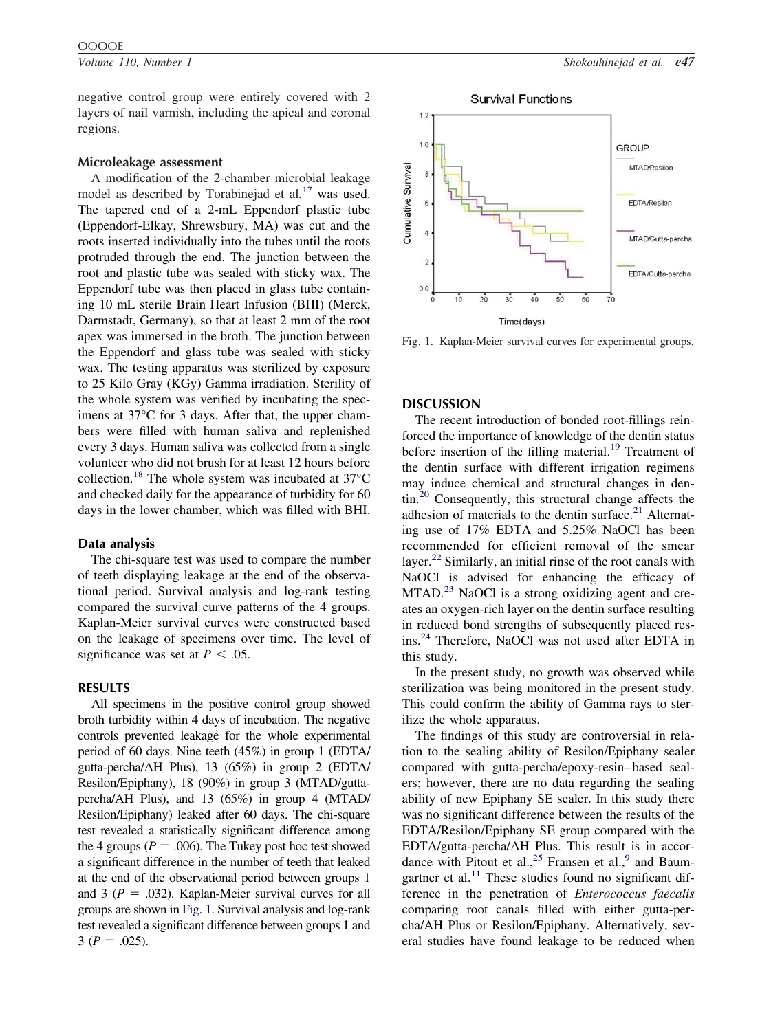negative control group were entirely covered with 2 layers of nail varnish, including the apical and coronal regions.

### Microleakage assessment

A modification of the 2-chamber microbial leakage model as described by Torabinejad et al.[17] was used. The tapered end of a 2-mL Eppendorf plastic tube (Eppendorf-Elkay, Shrewsbury, MA) was cut and the roots inserted individually into the tubes until the roots protruded through the end. The junction between the root and plastic tube was sealed with sticky wax. The Eppendorf tube was then placed in glass tube containing 10 mL sterile Brain Heart Infusion (BHI) (Merck, Darmstadt, Germany), so that at least 2 mm of the root apex was immersed in the broth. The junction between the Eppendorf and glass tube was sealed with sticky wax. The testing apparatus was sterilized by exposure to 25 Kilo Gray (KGy) Gamma irradiation. Sterility of the whole system was verified by incubating the specimens at 37°C for 3 days. After that, the upper chambers were filled with human saliva and replenished every 3 days. Human saliva was collected from a single volunteer who did not brush for at least 12 hours before collection.[18] The whole system was incubated at 37°C and checked daily for the appearance of turbidity for 60 days in the lower chamber, which was filled with BHI.

### Data analysis

The chi-square test was used to compare the number of teeth displaying leakage at the end of the observational period. Survival analysis and log-rank testing compared the survival curve patterns of the 4 groups. Kaplan-Meier survival curves were constructed based on the leakage of specimens over time. The level of significance was set at $P < .05$.

## RESULTS

All specimens in the positive control group showed broth turbidity within 4 days of incubation. The negative controls prevented leakage for the whole experimental period of 60 days. Nine teeth (45%) in group 1 (EDTA/gutta-percha/AH Plus), 13 (65%) in group 2 (EDTA/Resilon/Epiphany), 18 (90%) in group 3 (MTAD/gutta-percha/AH Plus), and 13 (65%) in group 4 (MTAD/Resilon/Epiphany) leaked after 60 days. The chi-square test revealed a statistically significant difference among the 4 groups ($P = .006$). The Tukey post hoc test showed a significant difference in the number of teeth that leaked at the end of the observational period between groups 1 and 3 ($P = .032$). Kaplan-Meier survival curves for all groups are shown in Fig. 1. Survival analysis and log-rank test revealed a significant difference between groups 1 and 3 ($P = .025$).

Fig. 1. Kaplan-Meier survival curves for experimental groups.

## DISCUSSION

The recent introduction of bonded root-fillings reinforced the importance of knowledge of the dentin status before insertion of the filling material.[19] Treatment of the dentin surface with different irrigation regimens may induce chemical and structural changes in dentin.[20] Consequently, this structural change affects the adhesion of materials to the dentin surface.[21] Alternating use of 17% EDTA and 5.25% NaOCl has been recommended for efficient removal of the smear layer.[22] Similarly, an initial rinse of the root canals with NaOCl is advised for enhancing the efficacy of MTAD.[23] NaOCl is a strong oxidizing agent and creates an oxygen-rich layer on the dentin surface resulting in reduced bond strengths of subsequently placed resins.[24] Therefore, NaOCl was not used after EDTA in this study.

In the present study, no growth was observed while sterilization was being monitored in the present study. This could confirm the ability of Gamma rays to sterilize the whole apparatus.

The findings of this study are controversial in relation to the sealing ability of Resilon/Epiphany sealer compared with gutta-percha/epoxy-resin–based sealers; however, there are no data regarding the sealing ability of new Epiphany SE sealer. In this study there was no significant difference between the results of the EDTA/Resilon/Epiphany SE group compared with the EDTA/gutta-percha/AH Plus. This result is in accordance with Pitout et al.,[25] Fransen et al.,[9] and Baumgartner et al.[11] These studies found no significant difference in the penetration of *Enterococcus faecalis* comparing root canals filled with either gutta-percha/AH Plus or Resilon/Epiphany. Alternatively, several studies have found leakage to be reduced when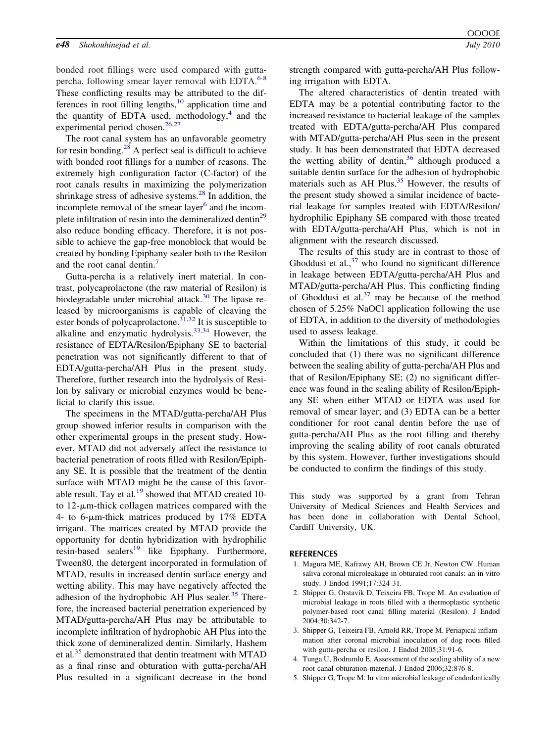bonded root fillings were used compared with gutta-percha, following smear layer removal with EDTA.[6-8] These conflicting results may be attributed to the differences in root filling lengths,[10] application time and the quantity of EDTA used, methodology,[4] and the experimental period chosen.[26,27]

The root canal system has an unfavorable geometry for resin bonding.[28] A perfect seal is difficult to achieve with bonded root fillings for a number of reasons. The extremely high configuration factor (C-factor) of the root canals results in maximizing the polymerization shrinkage stress of adhesive systems.[28] In addition, the incomplete removal of the smear layer[6] and the incomplete infiltration of resin into the demineralized dentin[29] also reduce bonding efficacy. Therefore, it is not possible to achieve the gap-free monoblock that would be created by bonding Epiphany sealer both to the Resilon and the root canal dentin.[7]

Gutta-percha is a relatively inert material. In contrast, polycaprolactone (the raw material of Resilon) is biodegradable under microbial attack.[30] The lipase released by microorganisms is capable of cleaving the ester bonds of polycaprolactone.[31,32] It is susceptible to alkaline and enzymatic hydrolysis.[33,34] However, the resistance of EDTA/Resilon/Epiphany SE to bacterial penetration was not significantly different to that of EDTA/gutta-percha/AH Plus in the present study. Therefore, further research into the hydrolysis of Resilon by salivary or microbial enzymes would be beneficial to clarify this issue.

The specimens in the MTAD/gutta-percha/AH Plus group showed inferior results in comparison with the other experimental groups in the present study. However, MTAD did not adversely affect the resistance to bacterial penetration of roots filled with Resilon/Epiphany SE. It is possible that the treatment of the dentin surface with MTAD might be the cause of this favorable result. Tay et al.[19] showed that MTAD created 10- to 12-μm-thick collagen matrices compared with the 4- to 6-μm-thick matrices produced by 17% EDTA irrigant. The matrices created by MTAD provide the opportunity for dentin hybridization with hydrophilic resin-based sealers[19] like Epiphany. Furthermore, Tween80, the detergent incorporated in formulation of MTAD, results in increased dentin surface energy and wetting ability. This may have negatively affected the adhesion of the hydrophobic AH Plus sealer.[35] Therefore, the increased bacterial penetration experienced by MTAD/gutta-percha/AH Plus may be attributable to incomplete infiltration of hydrophobic AH Plus into the thick zone of demineralized dentin. Similarly, Hashem et al.[35] demonstrated that dentin treatment with MTAD as a final rinse and obturation with gutta-percha/AH Plus resulted in a significant decrease in the bond strength compared with gutta-percha/AH Plus following irrigation with EDTA.

The altered characteristics of dentin treated with EDTA may be a potential contributing factor to the increased resistance to bacterial leakage of the samples treated with EDTA/gutta-percha/AH Plus compared with MTAD/gutta-percha/AH Plus seen in the present study. It has been demonstrated that EDTA decreased the wetting ability of dentin,[36] although produced a suitable dentin surface for the adhesion of hydrophobic materials such as AH Plus.[35] However, the results of the present study showed a similar incidence of bacterial leakage for samples treated with EDTA/Resilon/hydrophilic Epiphany SE compared with those treated with EDTA/gutta-percha/AH Plus, which is not in alignment with the research discussed.

The results of this study are in contrast to those of Ghoddusi et al.,[37] who found no significant difference in leakage between EDTA/gutta-percha/AH Plus and MTAD/gutta-percha/AH Plus. This conflicting finding of Ghoddusi et al.[37] may be because of the method chosen of 5.25% NaOCl application following the use of EDTA, in addition to the diversity of methodologies used to assess leakage.

Within the limitations of this study, it could be concluded that (1) there was no significant difference between the sealing ability of gutta-percha/AH Plus and that of Resilon/Epiphany SE; (2) no significant difference was found in the sealing ability of Resilon/Epiphany SE when either MTAD or EDTA was used for removal of smear layer; and (3) EDTA can be a better conditioner for root canal dentin before the use of gutta-percha/AH Plus as the root filling and thereby improving the sealing ability of root canals obturated by this system. However, further investigations should be conducted to confirm the findings of this study.

This study was supported by a grant from Tehran University of Medical Sciences and Health Services and has been done in collaboration with Dental School, Cardiff University, UK.

## REFERENCES

1. Magura ME, Kafrawy AH, Brown CE Jr, Newton CW. Human saliva coronal microleakage in obturated root canals: an in vitro study. J Endod 1991;17:324-31.
2. Shipper G, Orstavik D, Teixeira FB, Trope M. An evaluation of microbial leakage in roots filled with a thermoplastic synthetic polymer-based root canal filling material (Resilon). J Endod 2004;30:342-7.
3. Shipper G, Teixeira FB, Arnold RR, Trope M. Periapical inflammation after coronal microbial inoculation of dog roots filled with gutta-percha or resilon. J Endod 2005;31:91-6.
4. Tunga U, Bodrumlu E. Assessment of the sealing ability of a new root canal obturation material. J Endod 2006;32:876-8.
5. Shipper G, Trope M. In vitro microbial leakage of endodontically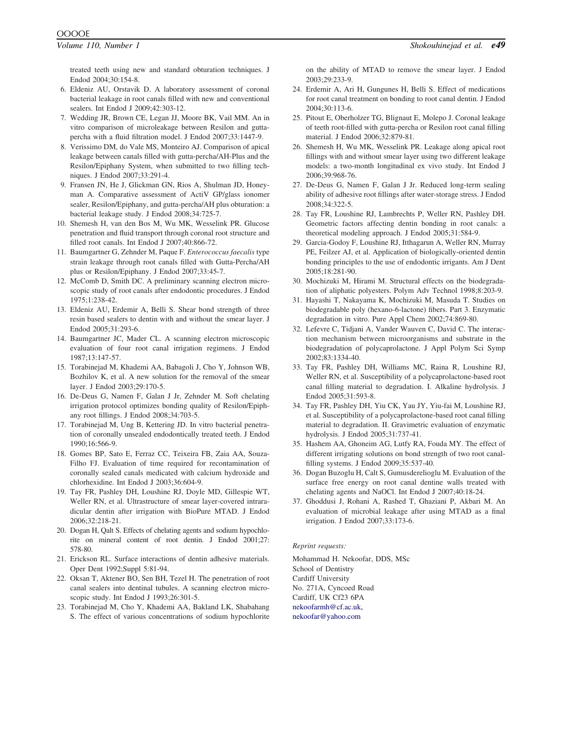treated teeth using new and standard obturation techniques. J Endod 2004;30:154-8.

6. Eldeniz AU, Orstavik D. A laboratory assessment of coronal bacterial leakage in root canals filled with new and conventional sealers. Int Endod J 2009;42:303-12.
7. Wedding JR, Brown CE, Legan JJ, Moore BK, Vail MM. An in vitro comparison of microleakage between Resilon and gutta-percha with a fluid filtration model. J Endod 2007;33:1447-9.
8. Verissimo DM, do Vale MS, Monteiro AJ. Comparison of apical leakage between canals filled with gutta-percha/AH-Plus and the Resilon/Epiphany System, when submitted to two filling techniques. J Endod 2007;33:291-4.
9. Fransen JN, He J, Glickman GN, Rios A, Shulman JD, Honeyman A. Comparative assessment of ActiV GP/glass ionomer sealer, Resilon/Epiphany, and gutta-percha/AH plus obturation: a bacterial leakage study. J Endod 2008;34:725-7.
10. Shemesh H, van den Bos M, Wu MK, Wesselink PR. Glucose penetration and fluid transport through coronal root structure and filled root canals. Int Endod J 2007;40:866-72.
11. Baumgartner G, Zehnder M, Paque F. *Enterococcus faecalis* type strain leakage through root canals filled with Gutta-Percha/AH plus or Resilon/Epiphany. J Endod 2007;33:45-7.
12. McComb D, Smith DC. A preliminary scanning electron microscopic study of root canals after endodontic procedures. J Endod 1975;1:238-42.
13. Eldeniz AU, Erdemir A, Belli S. Shear bond strength of three resin based sealers to dentin with and without the smear layer. J Endod 2005;31:293-6.
14. Baumgartner JC, Mader CL. A scanning electron microscopic evaluation of four root canal irrigation regimens. J Endod 1987;13:147-57.
15. Torabinejad M, Khademi AA, Babagoli J, Cho Y, Johnson WB, Bozhilov K, et al. A new solution for the removal of the smear layer. J Endod 2003;29:170-5.
16. De-Deus G, Namen F, Galan J Jr, Zehnder M. Soft chelating irrigation protocol optimizes bonding quality of Resilon/Epiphany root fillings. J Endod 2008;34:703-5.
17. Torabinejad M, Ung B, Kettering JD. In vitro bacterial penetration of coronally unsealed endodontically treated teeth. J Endod 1990;16:566-9.
18. Gomes BP, Sato E, Ferraz CC, Teixeira FB, Zaia AA, Souza-Filho FJ. Evaluation of time required for recontamination of coronally sealed canals medicated with calcium hydroxide and chlorhexidine. Int Endod J 2003;36:604-9.
19. Tay FR, Pashley DH, Loushine RJ, Doyle MD, Gillespie WT, Weller RN, et al. Ultrastructure of smear layer-covered intraradicular dentin after irrigation with BioPure MTAD. J Endod 2006;32:218-21.
20. Dogan H, Qalt S. Effects of chelating agents and sodium hypochlorite on mineral content of root dentin. J Endod 2001;27:578-80.
21. Erickson RL. Surface interactions of dentin adhesive materials. Oper Dent 1992;Suppl 5:81-94.
22. Oksan T, Aktener BO, Sen BH, Tezel H. The penetration of root canal sealers into dentinal tubules. A scanning electron microscopic study. Int Endod J 1993;26:301-5.
23. Torabinejad M, Cho Y, Khademi AA, Bakland LK, Shabahang S. The effect of various concentrations of sodium hypochlorite on the ability of MTAD to remove the smear layer. J Endod 2003;29:233-9.
24. Erdemir A, Ari H, Gungunes H, Belli S. Effect of medications for root canal treatment on bonding to root canal dentin. J Endod 2004;30:113-6.
25. Pitout E, Oberholzer TG, Blignaut E, Molepo J. Coronal leakage of teeth root-filled with gutta-percha or Resilon root canal filling material. J Endod 2006;32:879-81.
26. Shemesh H, Wu MK, Wesselink PR. Leakage along apical root fillings with and without smear layer using two different leakage models: a two-month longitudinal ex vivo study. Int Endod J 2006;39:968-76.
27. De-Deus G, Namen F, Galan J Jr. Reduced long-term sealing ability of adhesive root fillings after water-storage stress. J Endod 2008;34:322-5.
28. Tay FR, Loushine RJ, Lambrechts P, Weller RN, Pashley DH. Geometric factors affecting dentin bonding in root canals: a theoretical modeling approach. J Endod 2005;31:584-9.
29. Garcia-Godoy F, Loushine RJ, Itthagarun A, Weller RN, Murray PE, Feilzer AJ, et al. Application of biologically-oriented dentin bonding principles to the use of endodontic irrigants. Am J Dent 2005;18:281-90.
30. Mochizuki M, Hirami M. Structural effects on the biodegradation of aliphatic polyesters. Polym Adv Technol 1998;8:203-9.
31. Hayashi T, Nakayama K, Mochizuki M, Masuda T. Studies on biodegradable poly (hexano-6-lactone) fibers. Part 3. Enzymatic degradation in vitro. Pure Appl Chem 2002;74:869-80.
32. Lefevre C, Tidjani A, Vander Wauven C, David C. The interaction mechanism between microorganisms and substrate in the biodegradation of polycaprolactone. J Appl Polym Sci Symp 2002;83:1334-40.
33. Tay FR, Pashley DH, Williams MC, Raina R, Loushine RJ, Weller RN, et al. Susceptibility of a polycaprolactone-based root canal filling material to degradation. I. Alkaline hydrolysis. J Endod 2005;31:593-8.
34. Tay FR, Pashley DH, Yiu CK, Yau JY, Yiu-fai M, Loushine RJ, et al. Susceptibility of a polycaprolactone-based root canal filling material to degradation. II. Gravimetric evaluation of enzymatic hydrolysis. J Endod 2005;31:737-41.
35. Hashem AA, Ghoneim AG, Lutfy RA, Fouda MY. The effect of different irrigating solutions on bond strength of two root canal-filling systems. J Endod 2009;35:537-40.
36. Dogan Buzoglu H, Calt S, Gumusderelioglu M. Evaluation of the surface free energy on root canal dentine walls treated with chelating agents and NaOCl. Int Endod J 2007;40:18-24.
37. Ghoddusi J, Rohani A, Rashed T, Ghaziani P, Akbari M. An evaluation of microbial leakage after using MTAD as a final irrigation. J Endod 2007;33:173-6.

*Reprint requests:*

Mohammad H. Nekoofar, DDS, MSc
School of Dentistry
Cardiff University
No. 271A, Cyncoed Road
Cardiff, UK Cf23 6PA
nekoofarmh@cf.ac.uk,
nekoofar@yahoo.com